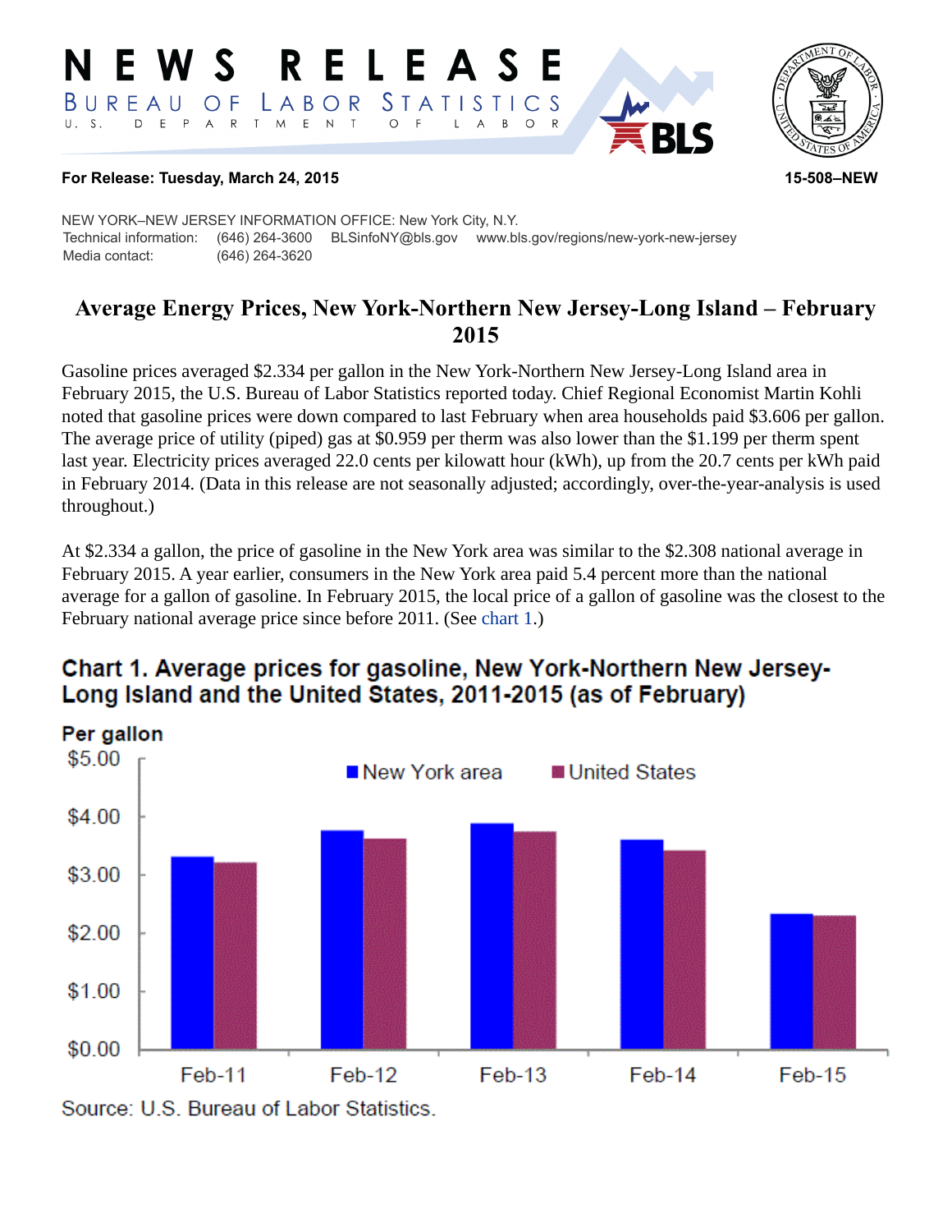# NEWS RELEASE

BUREAU OF LABOR STATISTICS
U. S. DEPARTMENT OF LABOR

**For Release: Tuesday, March 24, 2015** **15-508–NEW**

NEW YORK–NEW JERSEY INFORMATION OFFICE: New York City, N.Y.
Technical information: (646) 264-3600 BLSinfoNY@bls.gov www.bls.gov/regions/new-york-new-jersey
Media contact: (646) 264-3620

## Average Energy Prices, New York-Northern New Jersey-Long Island – February 2015

Gasoline prices averaged $2.334 per gallon in the New York-Northern New Jersey-Long Island area in February 2015, the U.S. Bureau of Labor Statistics reported today. Chief Regional Economist Martin Kohli noted that gasoline prices were down compared to last February when area households paid $3.606 per gallon. The average price of utility (piped) gas at $0.959 per therm was also lower than the $1.199 per therm spent last year. Electricity prices averaged 22.0 cents per kilowatt hour (kWh), up from the 20.7 cents per kWh paid in February 2014. (Data in this release are not seasonally adjusted; accordingly, over-the-year-analysis is used throughout.)

At $2.334 a gallon, the price of gasoline in the New York area was similar to the $2.308 national average in February 2015. A year earlier, consumers in the New York area paid 5.4 percent more than the national average for a gallon of gasoline. In February 2015, the local price of a gallon of gasoline was the closest to the February national average price since before 2011. (See chart 1.)

### Chart 1. Average prices for gasoline, New York-Northern New Jersey-Long Island and the United States, 2011-2015 (as of February)

Per gallon

Legend: New York area, United States

Categories: Feb-11, Feb-12, Feb-13, Feb-14, Feb-15

Source: U.S. Bureau of Labor Statistics.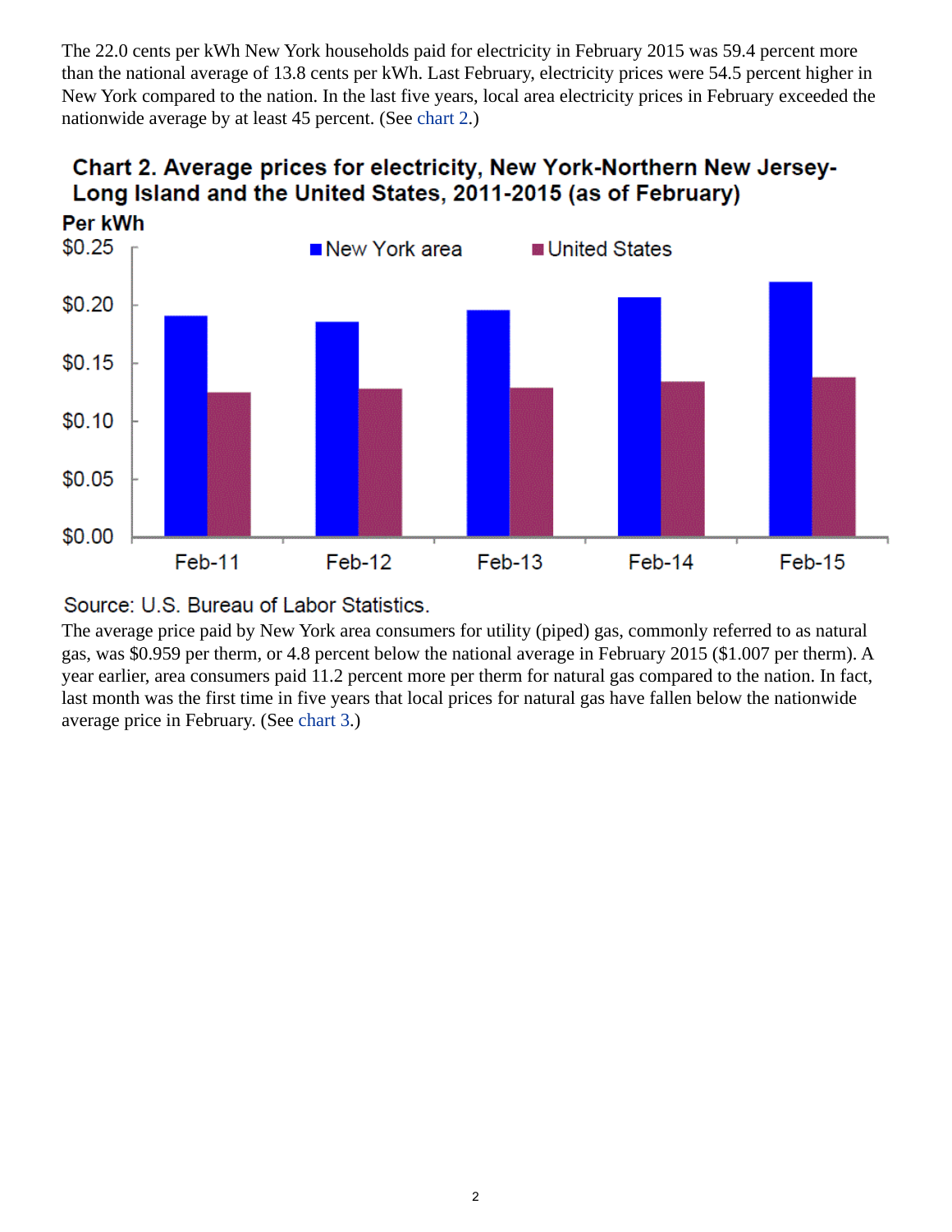The 22.0 cents per kWh New York households paid for electricity in February 2015 was 59.4 percent more than the national average of 13.8 cents per kWh. Last February, electricity prices were 54.5 percent higher in New York compared to the nation. In the last five years, local area electricity prices in February exceeded the nationwide average by at least 45 percent. (See chart 2.)

**Chart 2. Average prices for electricity, New York-Northern New Jersey-Long Island and the United States, 2011-2015 (as of February)**

Source: U.S. Bureau of Labor Statistics.

The average price paid by New York area consumers for utility (piped) gas, commonly referred to as natural gas, was $0.959 per therm, or 4.8 percent below the national average in February 2015 ($1.007 per therm). A year earlier, area consumers paid 11.2 percent more per therm for natural gas compared to the nation. In fact, last month was the first time in five years that local prices for natural gas have fallen below the nationwide average price in February. (See chart 3.)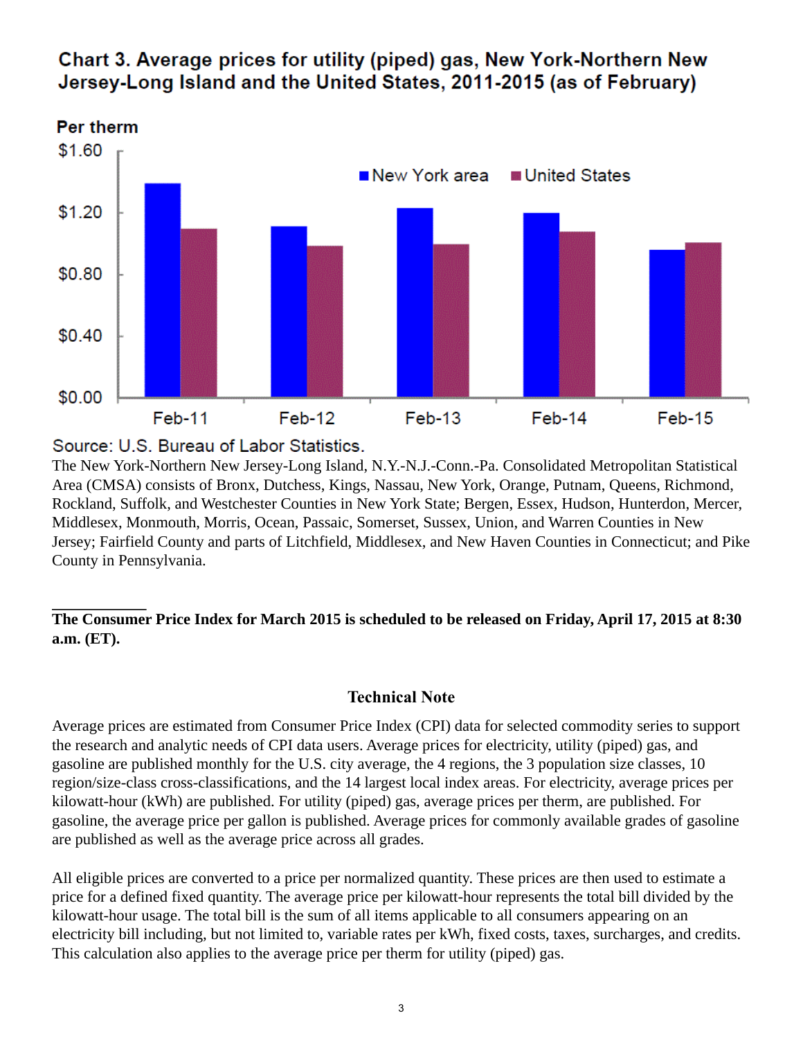## Chart 3. Average prices for utility (piped) gas, New York-Northern New Jersey-Long Island and the United States, 2011-2015 (as of February)

Source: U.S. Bureau of Labor Statistics.

The New York-Northern New Jersey-Long Island, N.Y.-N.J.-Conn.-Pa. Consolidated Metropolitan Statistical Area (CMSA) consists of Bronx, Dutchess, Kings, Nassau, New York, Orange, Putnam, Queens, Richmond, Rockland, Suffolk, and Westchester Counties in New York State; Bergen, Essex, Hudson, Hunterdon, Mercer, Middlesex, Monmouth, Morris, Ocean, Passaic, Somerset, Sussex, Union, and Warren Counties in New Jersey; Fairfield County and parts of Litchfield, Middlesex, and New Haven Counties in Connecticut; and Pike County in Pennsylvania.

---

**The Consumer Price Index for March 2015 is scheduled to be released on Friday, April 17, 2015 at 8:30 a.m. (ET).**

## Technical Note

Average prices are estimated from Consumer Price Index (CPI) data for selected commodity series to support the research and analytic needs of CPI data users. Average prices for electricity, utility (piped) gas, and gasoline are published monthly for the U.S. city average, the 4 regions, the 3 population size classes, 10 region/size-class cross-classifications, and the 14 largest local index areas. For electricity, average prices per kilowatt-hour (kWh) are published. For utility (piped) gas, average prices per therm, are published. For gasoline, the average price per gallon is published. Average prices for commonly available grades of gasoline are published as well as the average price across all grades.

All eligible prices are converted to a price per normalized quantity. These prices are then used to estimate a price for a defined fixed quantity. The average price per kilowatt-hour represents the total bill divided by the kilowatt-hour usage. The total bill is the sum of all items applicable to all consumers appearing on an electricity bill including, but not limited to, variable rates per kWh, fixed costs, taxes, surcharges, and credits. This calculation also applies to the average price per therm for utility (piped) gas.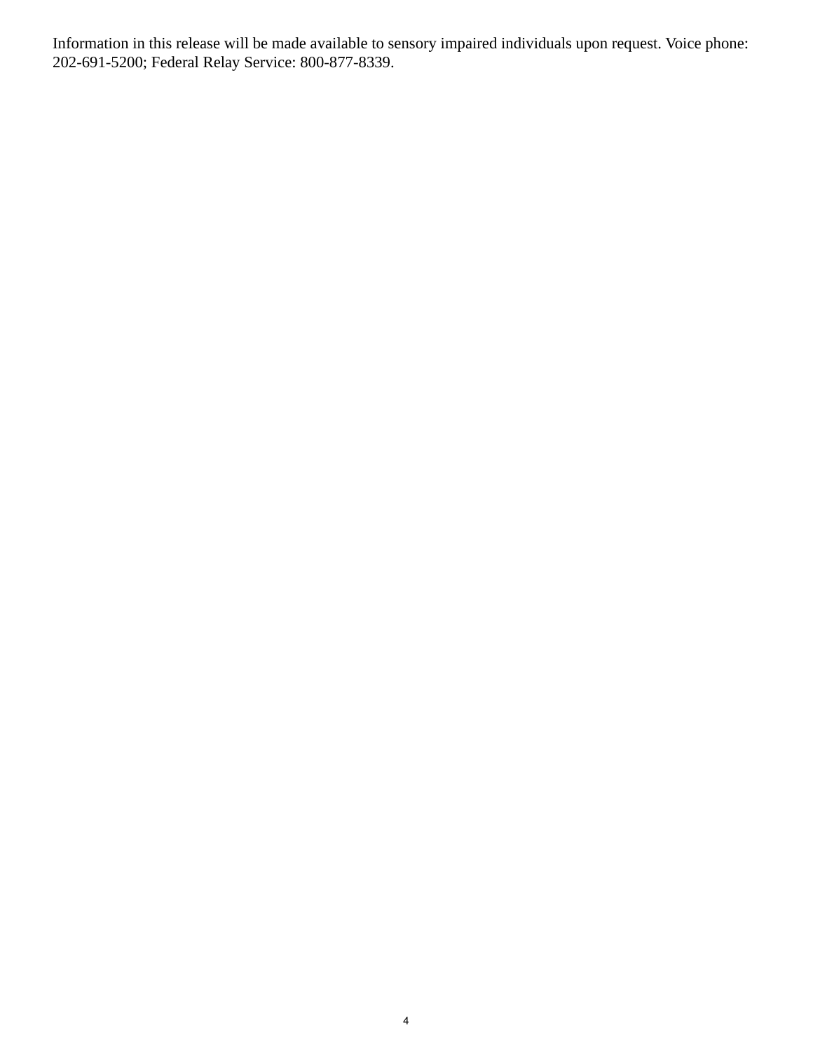Information in this release will be made available to sensory impaired individuals upon request. Voice phone: 202-691-5200; Federal Relay Service: 800-877-8339.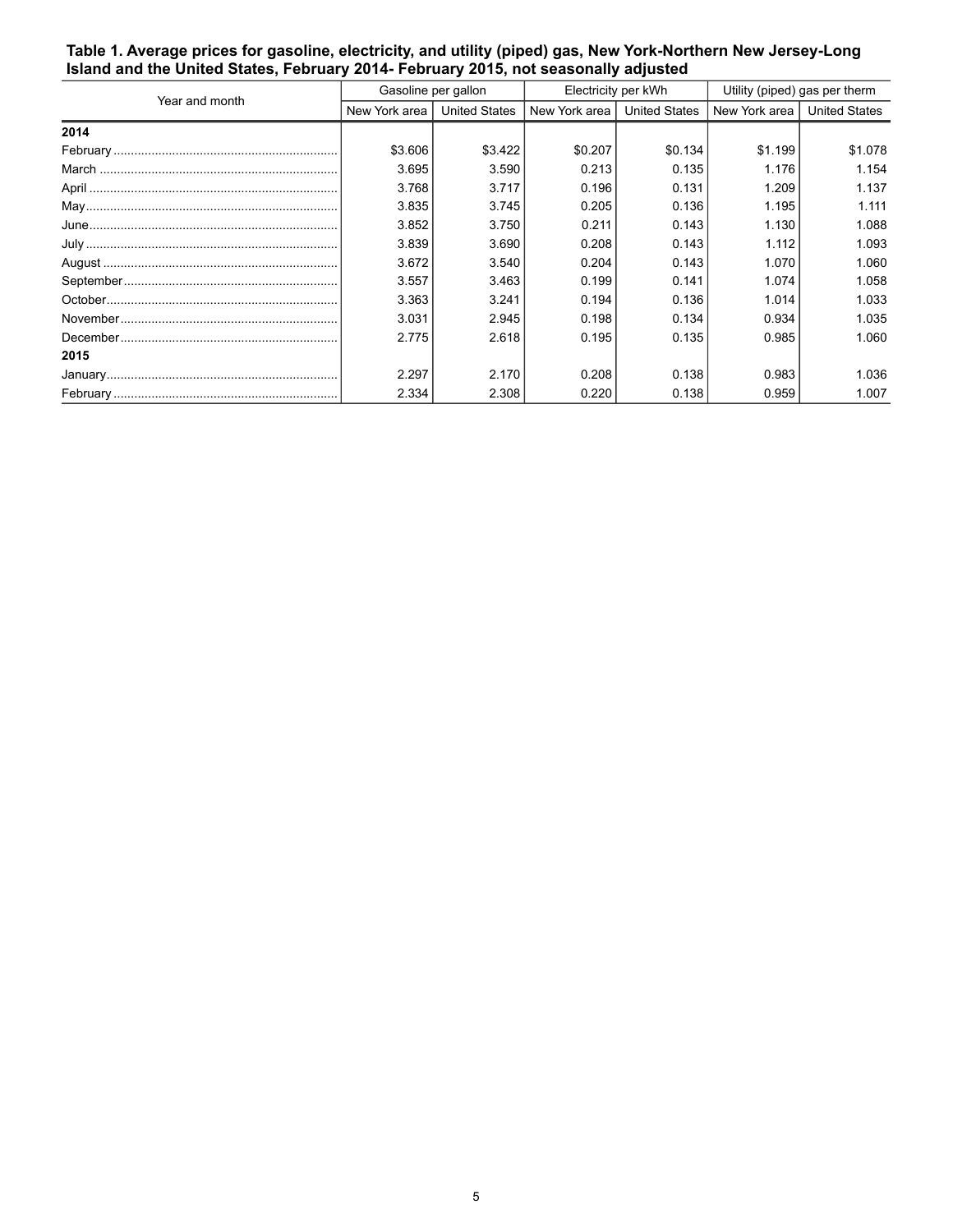**Table 1. Average prices for gasoline, electricity, and utility (piped) gas, New York-Northern New Jersey-Long Island and the United States, February 2014- February 2015, not seasonally adjusted**

| Year and month | Gasoline per gallon | | Electricity per kWh | | Utility (piped) gas per therm | |
|---|---|---|---|---|---|---|
| | New York area | United States | New York area | United States | New York area | United States |
| **2014** | | | | | | |
| February | $3.606 | $3.422 | $0.207 | $0.134 | $1.199 | $1.078 |
| March | 3.695 | 3.590 | 0.213 | 0.135 | 1.176 | 1.154 |
| April | 3.768 | 3.717 | 0.196 | 0.131 | 1.209 | 1.137 |
| May | 3.835 | 3.745 | 0.205 | 0.136 | 1.195 | 1.111 |
| June | 3.852 | 3.750 | 0.211 | 0.143 | 1.130 | 1.088 |
| July | 3.839 | 3.690 | 0.208 | 0.143 | 1.112 | 1.093 |
| August | 3.672 | 3.540 | 0.204 | 0.143 | 1.070 | 1.060 |
| September | 3.557 | 3.463 | 0.199 | 0.141 | 1.074 | 1.058 |
| October | 3.363 | 3.241 | 0.194 | 0.136 | 1.014 | 1.033 |
| November | 3.031 | 2.945 | 0.198 | 0.134 | 0.934 | 1.035 |
| December | 2.775 | 2.618 | 0.195 | 0.135 | 0.985 | 1.060 |
| **2015** | | | | | | |
| January | 2.297 | 2.170 | 0.208 | 0.138 | 0.983 | 1.036 |
| February | 2.334 | 2.308 | 0.220 | 0.138 | 0.959 | 1.007 |